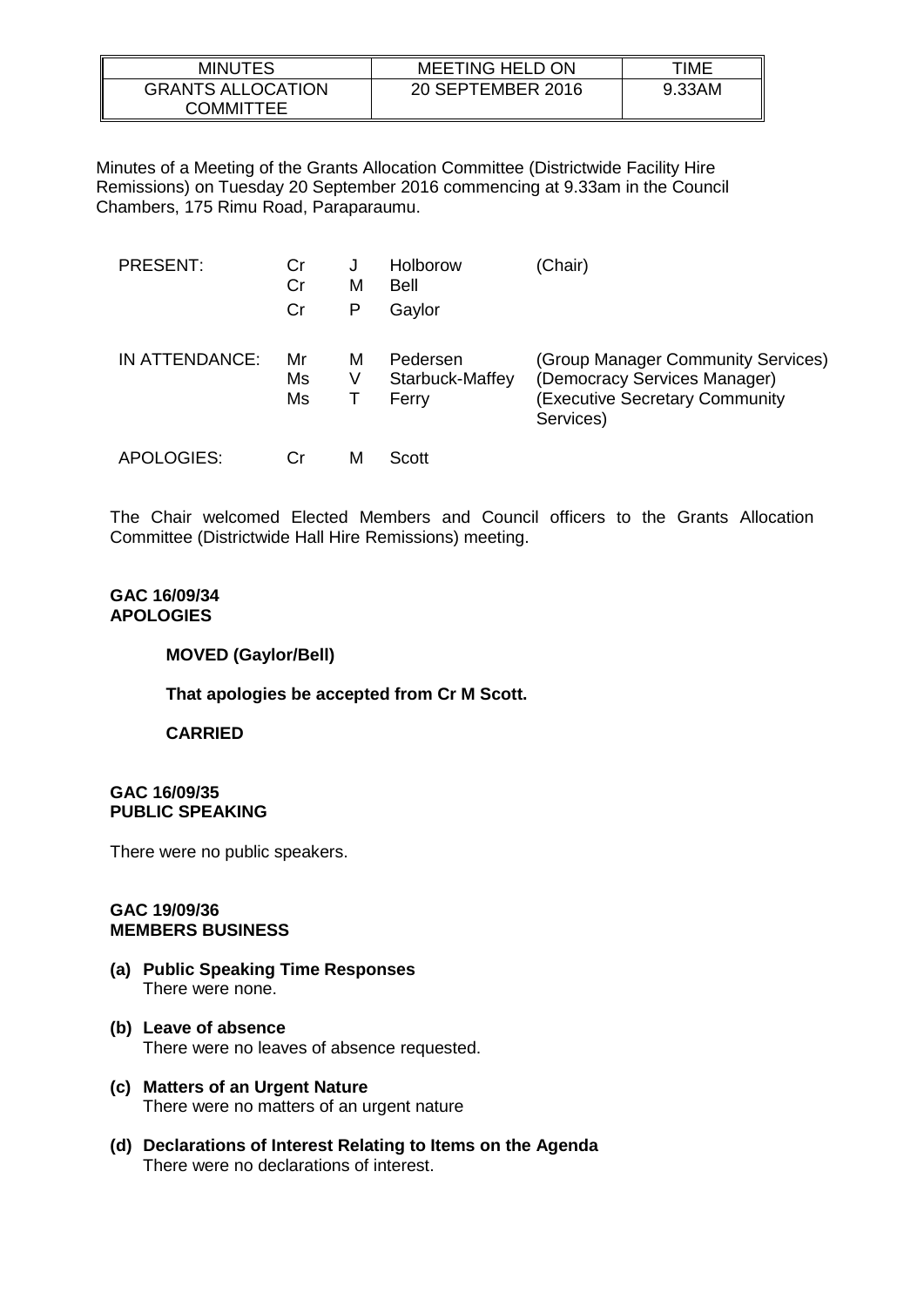| MINUTES | MEETING HELD ON | TIME |
|---|---|---|
| GRANTS ALLOCATION COMMITTEE | 20 SEPTEMBER 2016 | 9.33AM |

Minutes of a Meeting of the Grants Allocation Committee (Districtwide Facility Hire Remissions) on Tuesday 20 September 2016 commencing at 9.33am in the Council Chambers, 175 Rimu Road, Paraparaumu.

| | | | | |
|---|---|---|---|---|
| PRESENT: | Cr | J | Holborow | (Chair) |
| | Cr | M | Bell | |
| | Cr | P | Gaylor | |
| IN ATTENDANCE: | Mr | M | Pedersen | (Group Manager Community Services) |
| | Ms | V | Starbuck-Maffey | (Democracy Services Manager) |
| | Ms | T | Ferry | (Executive Secretary Community Services) |
| APOLOGIES: | Cr | M | Scott | |

The Chair welcomed Elected Members and Council officers to the Grants Allocation Committee (Districtwide Hall Hire Remissions) meeting.

**GAC 16/09/34**
**APOLOGIES**

**MOVED (Gaylor/Bell)**

**That apologies be accepted from Cr M Scott.**

**CARRIED**

**GAC 16/09/35**
**PUBLIC SPEAKING**

There were no public speakers.

**GAC 19/09/36**
**MEMBERS BUSINESS**

**(a) Public Speaking Time Responses**
There were none.

**(b) Leave of absence**
There were no leaves of absence requested.

**(c) Matters of an Urgent Nature**
There were no matters of an urgent nature

**(d) Declarations of Interest Relating to Items on the Agenda**
There were no declarations of interest.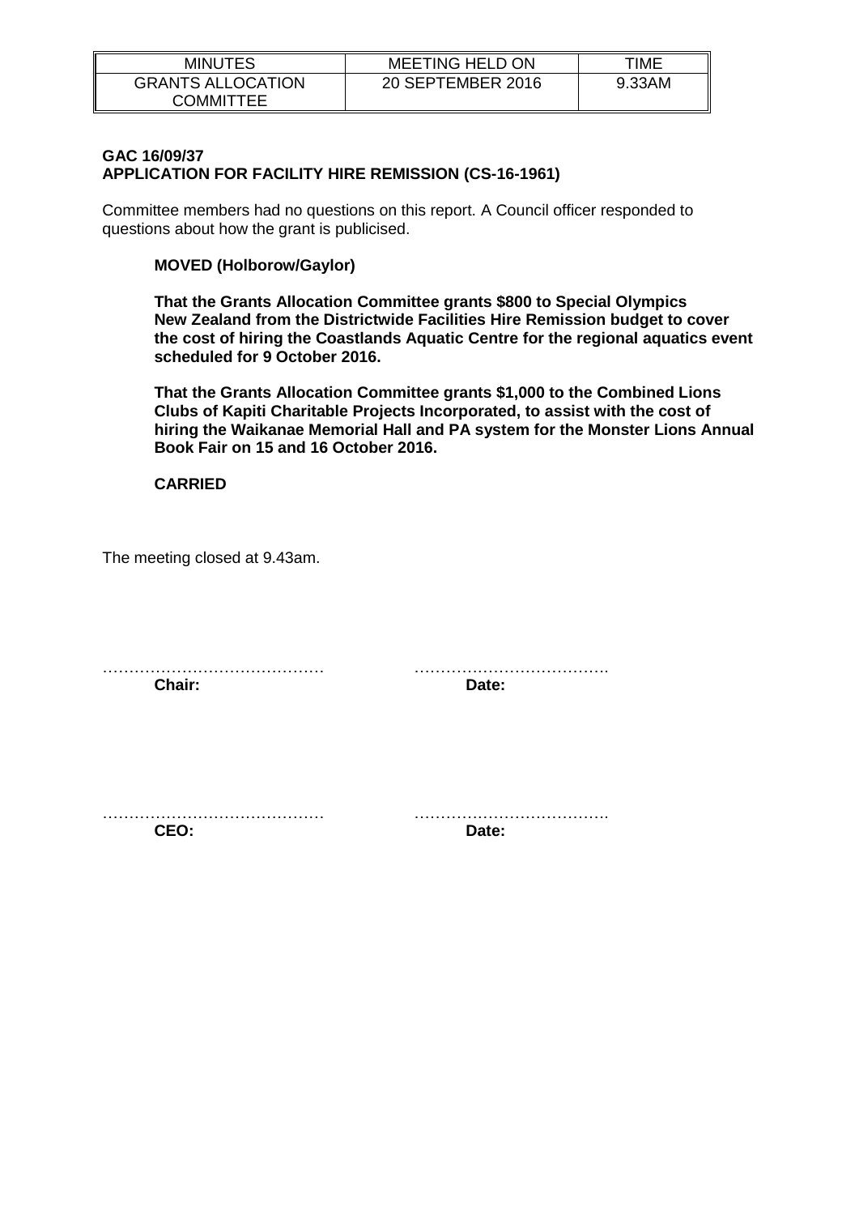| MINUTES | MEETING HELD ON | TIME |
|---|---|---|
| GRANTS ALLOCATION COMMITTEE | 20 SEPTEMBER 2016 | 9.33AM |

**GAC 16/09/37**
**APPLICATION FOR FACILITY HIRE REMISSION (CS-16-1961)**

Committee members had no questions on this report. A Council officer responded to questions about how the grant is publicised.

**MOVED (Holborow/Gaylor)**

**That the Grants Allocation Committee grants $800 to Special Olympics New Zealand from the Districtwide Facilities Hire Remission budget to cover the cost of hiring the Coastlands Aquatic Centre for the regional aquatics event scheduled for 9 October 2016.**

**That the Grants Allocation Committee grants $1,000 to the Combined Lions Clubs of Kapiti Charitable Projects Incorporated, to assist with the cost of hiring the Waikanae Memorial Hall and PA system for the Monster Lions Annual Book Fair on 15 and 16 October 2016.**

**CARRIED**

The meeting closed at 9.43am.

…………………………………… ……………………………….
**Chair:** **Date:**

…………………………………… ……………………………….
**CEO:** **Date:**